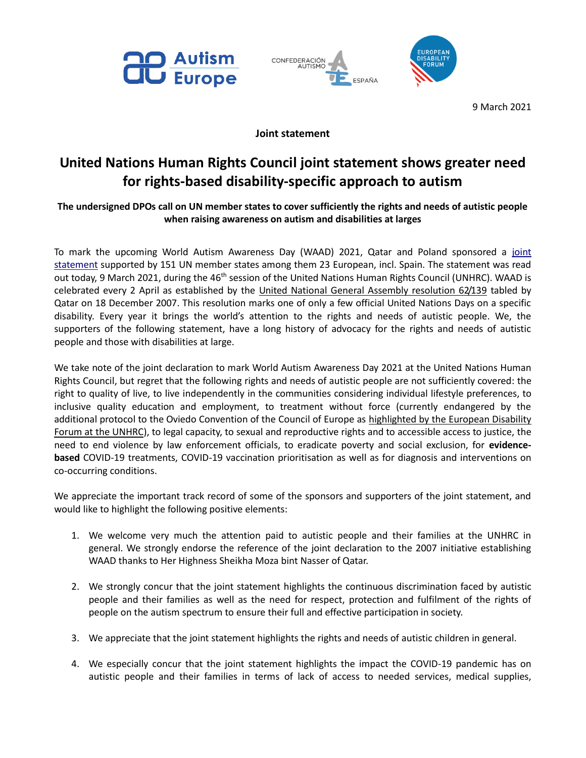9 March 2021

**Joint statement**

# United Nations Human Rights Council joint statement shows greater need for rights-based disability-specific approach to autism

**The undersigned DPOs call on UN member states to cover sufficiently the rights and needs of autistic people when raising awareness on autism and disabilities at larges**

To mark the upcoming World Autism Awareness Day (WAAD) 2021, Qatar and Poland sponsored a joint statement supported by 151 UN member states among them 23 European, incl. Spain. The statement was read out today, 9 March 2021, during the 46th session of the United Nations Human Rights Council (UNHRC). WAAD is celebrated every 2 April as established by the United National General Assembly resolution 62/139 tabled by Qatar on 18 December 2007. This resolution marks one of only a few official United Nations Days on a specific disability. Every year it brings the world's attention to the rights and needs of autistic people. We, the supporters of the following statement, have a long history of advocacy for the rights and needs of autistic people and those with disabilities at large.

We take note of the joint declaration to mark World Autism Awareness Day 2021 at the United Nations Human Rights Council, but regret that the following rights and needs of autistic people are not sufficiently covered: the right to quality of live, to live independently in the communities considering individual lifestyle preferences, to inclusive quality education and employment, to treatment without force (currently endangered by the additional protocol to the Oviedo Convention of the Council of Europe as highlighted by the European Disability Forum at the UNHRC), to legal capacity, to sexual and reproductive rights and to accessible access to justice, the need to end violence by law enforcement officials, to eradicate poverty and social exclusion, for **evidence-based** COVID-19 treatments, COVID-19 vaccination prioritisation as well as for diagnosis and interventions on co-occurring conditions.

We appreciate the important track record of some of the sponsors and supporters of the joint statement, and would like to highlight the following positive elements:

1. We welcome very much the attention paid to autistic people and their families at the UNHRC in general. We strongly endorse the reference of the joint declaration to the 2007 initiative establishing WAAD thanks to Her Highness Sheikha Moza bint Nasser of Qatar.

2. We strongly concur that the joint statement highlights the continuous discrimination faced by autistic people and their families as well as the need for respect, protection and fulfilment of the rights of people on the autism spectrum to ensure their full and effective participation in society.

3. We appreciate that the joint statement highlights the rights and needs of autistic children in general.

4. We especially concur that the joint statement highlights the impact the COVID-19 pandemic has on autistic people and their families in terms of lack of access to needed services, medical supplies,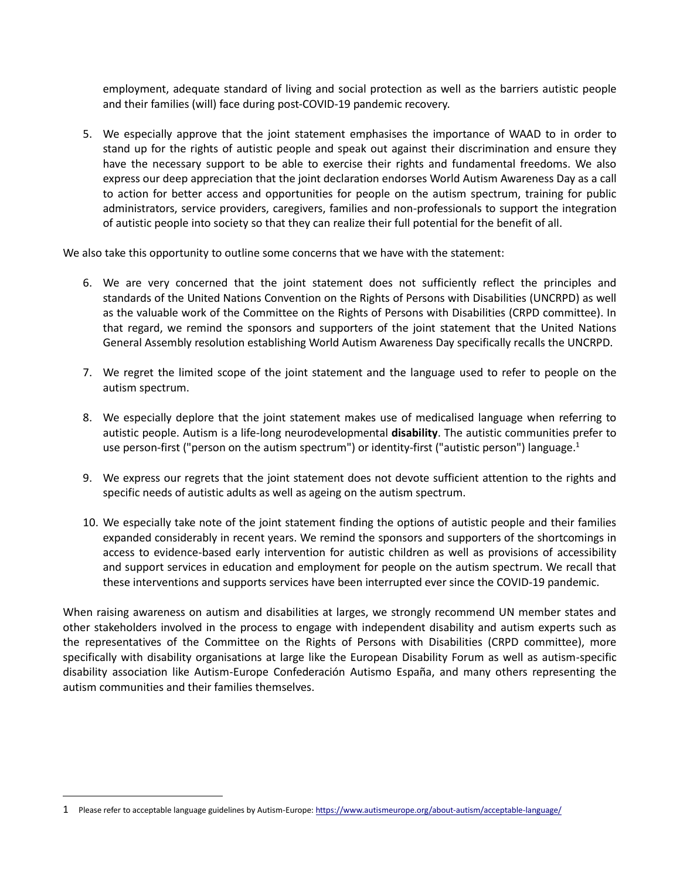employment, adequate standard of living and social protection as well as the barriers autistic people and their families (will) face during post-COVID-19 pandemic recovery.

5. We especially approve that the joint statement emphasises the importance of WAAD to in order to stand up for the rights of autistic people and speak out against their discrimination and ensure they have the necessary support to be able to exercise their rights and fundamental freedoms. We also express our deep appreciation that the joint declaration endorses World Autism Awareness Day as a call to action for better access and opportunities for people on the autism spectrum, training for public administrators, service providers, caregivers, families and non-professionals to support the integration of autistic people into society so that they can realize their full potential for the benefit of all.

We also take this opportunity to outline some concerns that we have with the statement:

6. We are very concerned that the joint statement does not sufficiently reflect the principles and standards of the United Nations Convention on the Rights of Persons with Disabilities (UNCRPD) as well as the valuable work of the Committee on the Rights of Persons with Disabilities (CRPD committee). In that regard, we remind the sponsors and supporters of the joint statement that the United Nations General Assembly resolution establishing World Autism Awareness Day specifically recalls the UNCRPD.

7. We regret the limited scope of the joint statement and the language used to refer to people on the autism spectrum.

8. We especially deplore that the joint statement makes use of medicalised language when referring to autistic people. Autism is a life-long neurodevelopmental **disability**. The autistic communities prefer to use person-first ("person on the autism spectrum") or identity-first ("autistic person") language.[1]

9. We express our regrets that the joint statement does not devote sufficient attention to the rights and specific needs of autistic adults as well as ageing on the autism spectrum.

10. We especially take note of the joint statement finding the options of autistic people and their families expanded considerably in recent years. We remind the sponsors and supporters of the shortcomings in access to evidence-based early intervention for autistic children as well as provisions of accessibility and support services in education and employment for people on the autism spectrum. We recall that these interventions and supports services have been interrupted ever since the COVID-19 pandemic.

When raising awareness on autism and disabilities at larges, we strongly recommend UN member states and other stakeholders involved in the process to engage with independent disability and autism experts such as the representatives of the Committee on the Rights of Persons with Disabilities (CRPD committee), more specifically with disability organisations at large like the European Disability Forum as well as autism-specific disability association like Autism-Europe Confederación Autismo España, and many others representing the autism communities and their families themselves.

1 Please refer to acceptable language guidelines by Autism-Europe: https://www.autismeurope.org/about-autism/acceptable-language/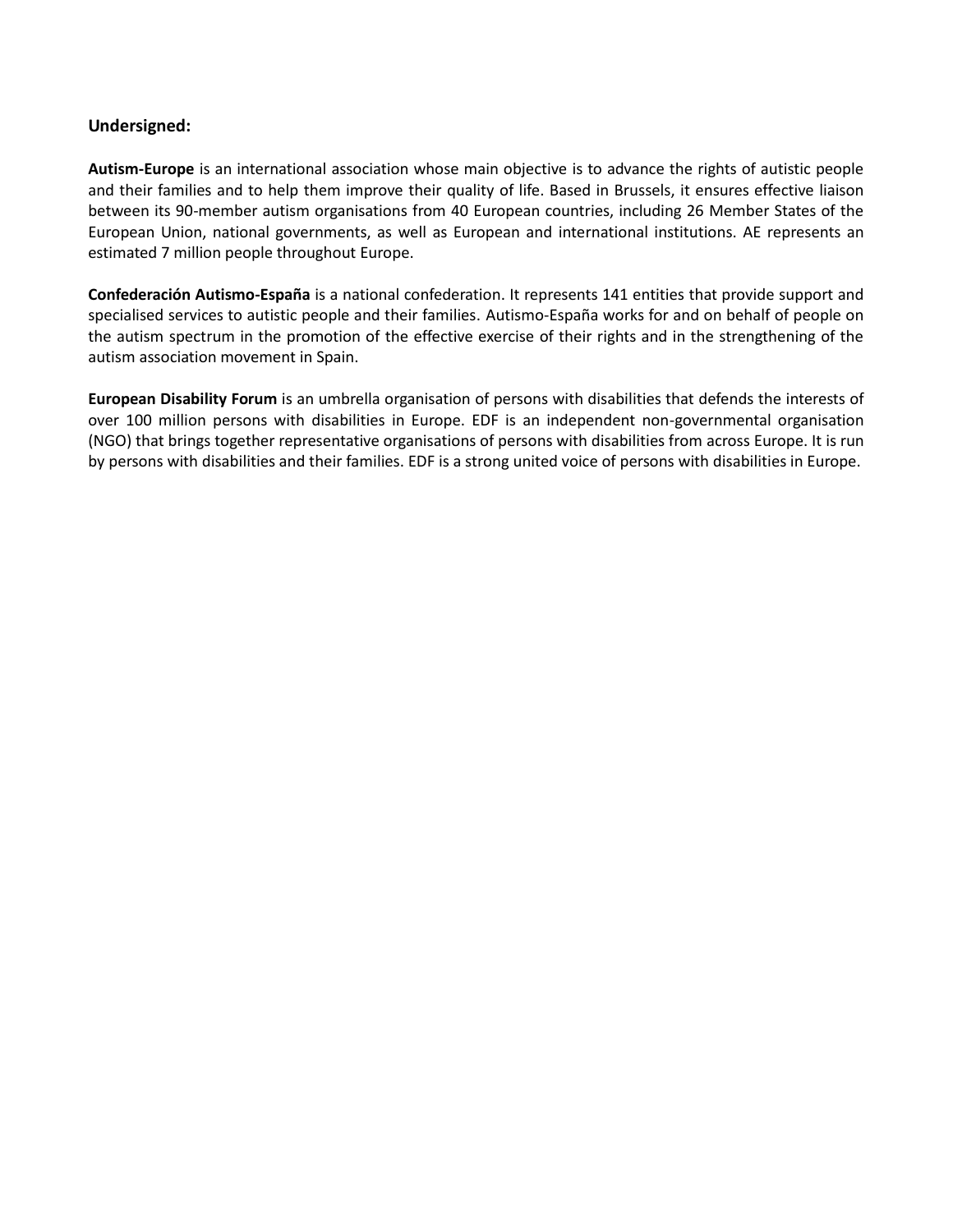**Undersigned:**

**Autism-Europe** is an international association whose main objective is to advance the rights of autistic people and their families and to help them improve their quality of life. Based in Brussels, it ensures effective liaison between its 90-member autism organisations from 40 European countries, including 26 Member States of the European Union, national governments, as well as European and international institutions. AE represents an estimated 7 million people throughout Europe.

**Confederación Autismo-España** is a national confederation. It represents 141 entities that provide support and specialised services to autistic people and their families. Autismo-España works for and on behalf of people on the autism spectrum in the promotion of the effective exercise of their rights and in the strengthening of the autism association movement in Spain.

**European Disability Forum** is an umbrella organisation of persons with disabilities that defends the interests of over 100 million persons with disabilities in Europe. EDF is an independent non-governmental organisation (NGO) that brings together representative organisations of persons with disabilities from across Europe. It is run by persons with disabilities and their families. EDF is a strong united voice of persons with disabilities in Europe.